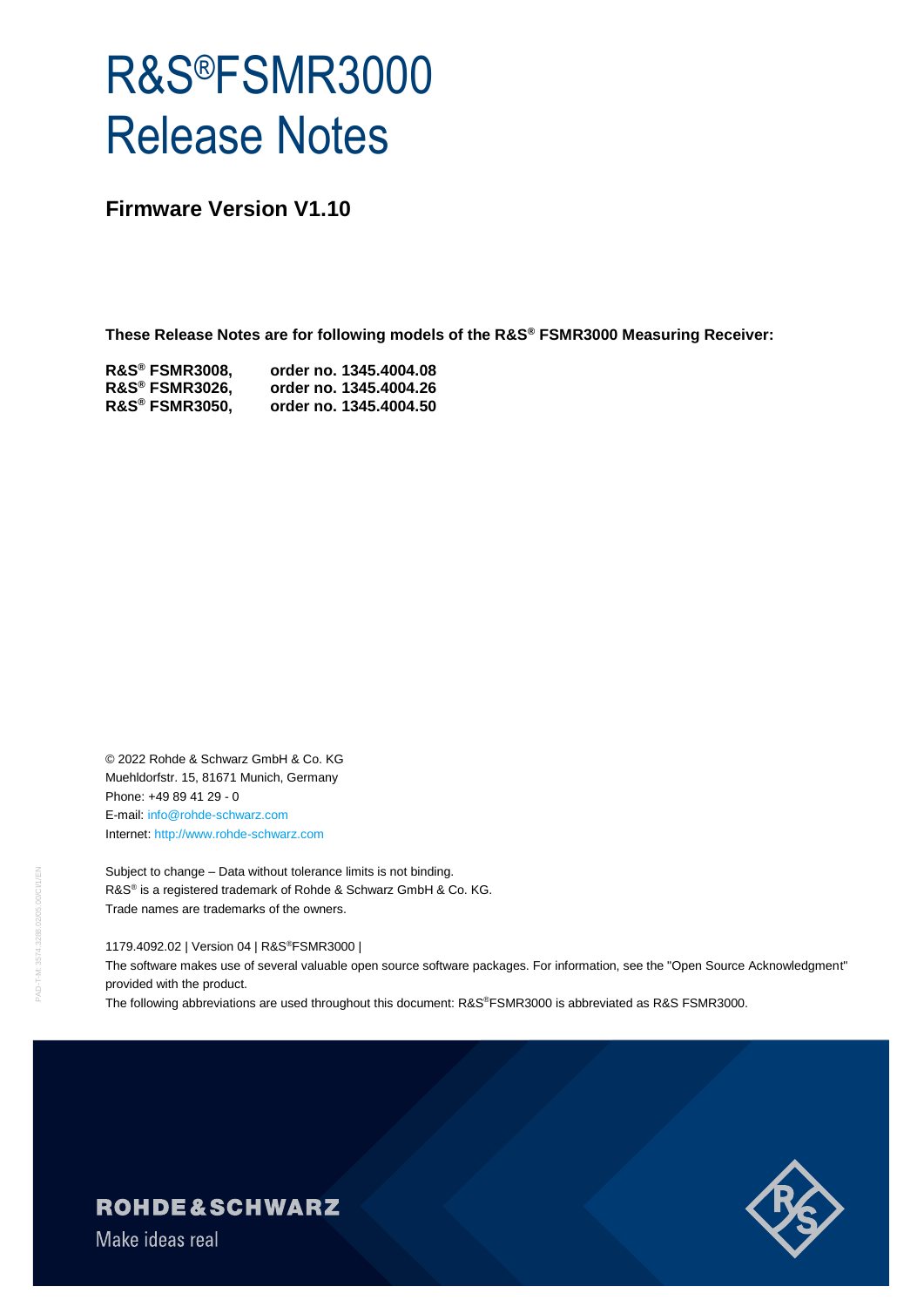# R&S®FSMR3000 Release Notes

## Firmware Version V1.10

**These Release Notes are for following models of the R&S® FSMR3000 Measuring Receiver:**

**R&S® FSMR3008, order no. 1345.4004.08**
**R&S® FSMR3026, order no. 1345.4004.26**
**R&S® FSMR3050, order no. 1345.4004.50**

© 2022 Rohde & Schwarz GmbH & Co. KG
Muehldorfstr. 15, 81671 Munich, Germany
Phone: +49 89 41 29 - 0
E-mail: info@rohde-schwarz.com
Internet: http://www.rohde-schwarz.com

Subject to change – Data without tolerance limits is not binding.
R&S® is a registered trademark of Rohde & Schwarz GmbH & Co. KG.
Trade names are trademarks of the owners.

1179.4092.02 | Version 04 | R&S®FSMR3000 |
The software makes use of several valuable open source software packages. For information, see the "Open Source Acknowledgment" provided with the product.
The following abbreviations are used throughout this document: R&S®FSMR3000 is abbreviated as R&S FSMR3000.

PAD-T-M: 3574.3288.02/05.00/CI/1/EN

ROHDE&SCHWARZ
Make ideas real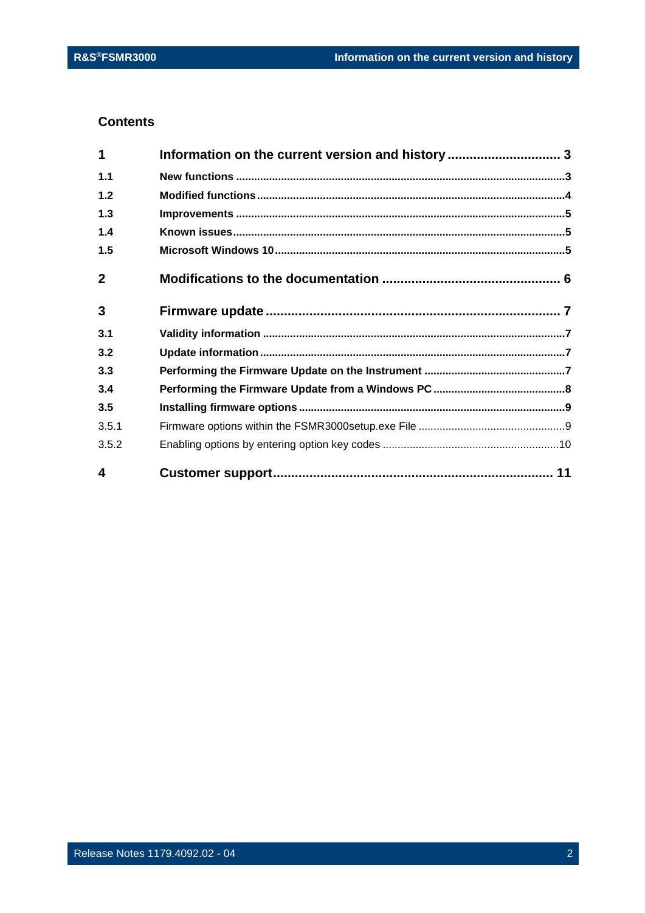## Contents

| | | |
|---|---|---|
| **1** | **Information on the current version and history** | **3** |
| **1.1** | **New functions** | **3** |
| **1.2** | **Modified functions** | **4** |
| **1.3** | **Improvements** | **5** |
| **1.4** | **Known issues** | **5** |
| **1.5** | **Microsoft Windows 10** | **5** |
| **2** | **Modifications to the documentation** | **6** |
| **3** | **Firmware update** | **7** |
| **3.1** | **Validity information** | **7** |
| **3.2** | **Update information** | **7** |
| **3.3** | **Performing the Firmware Update on the Instrument** | **7** |
| **3.4** | **Performing the Firmware Update from a Windows PC** | **8** |
| **3.5** | **Installing firmware options** | **9** |
| 3.5.1 | Firmware options within the FSMR3000setup.exe File | 9 |
| 3.5.2 | Enabling options by entering option key codes | 10 |
| **4** | **Customer support** | **11** |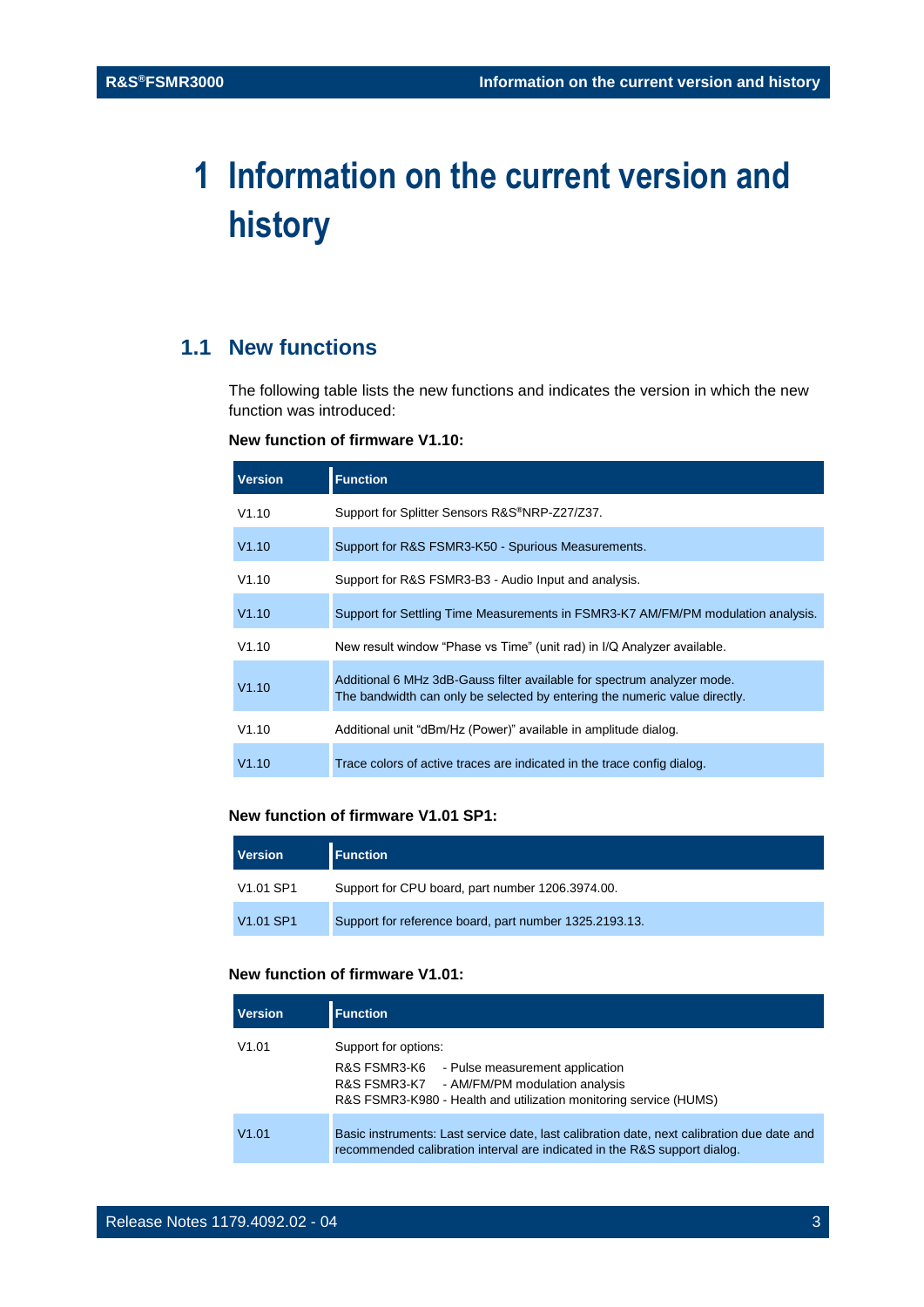# 1 Information on the current version and history

## 1.1 New functions

The following table lists the new functions and indicates the version in which the new function was introduced:

**New function of firmware V1.10:**

| Version | Function |
| --- | --- |
| V1.10 | Support for Splitter Sensors R&S®NRP-Z27/Z37. |
| V1.10 | Support for R&S FSMR3-K50 - Spurious Measurements. |
| V1.10 | Support for R&S FSMR3-B3 - Audio Input and analysis. |
| V1.10 | Support for Settling Time Measurements in FSMR3-K7 AM/FM/PM modulation analysis. |
| V1.10 | New result window "Phase vs Time" (unit rad) in I/Q Analyzer available. |
| V1.10 | Additional 6 MHz 3dB-Gauss filter available for spectrum analyzer mode.<br>The bandwidth can only be selected by entering the numeric value directly. |
| V1.10 | Additional unit "dBm/Hz (Power)" available in amplitude dialog. |
| V1.10 | Trace colors of active traces are indicated in the trace config dialog. |

**New function of firmware V1.01 SP1:**

| Version | Function |
| --- | --- |
| V1.01 SP1 | Support for CPU board, part number 1206.3974.00. |
| V1.01 SP1 | Support for reference board, part number 1325.2193.13. |

**New function of firmware V1.01:**

| Version | Function |
| --- | --- |
| V1.01 | Support for options:<br>R&S FSMR3-K6 - Pulse measurement application<br>R&S FSMR3-K7 - AM/FM/PM modulation analysis<br>R&S FSMR3-K980 - Health and utilization monitoring service (HUMS) |
| V1.01 | Basic instruments: Last service date, last calibration date, next calibration due date and recommended calibration interval are indicated in the R&S support dialog. |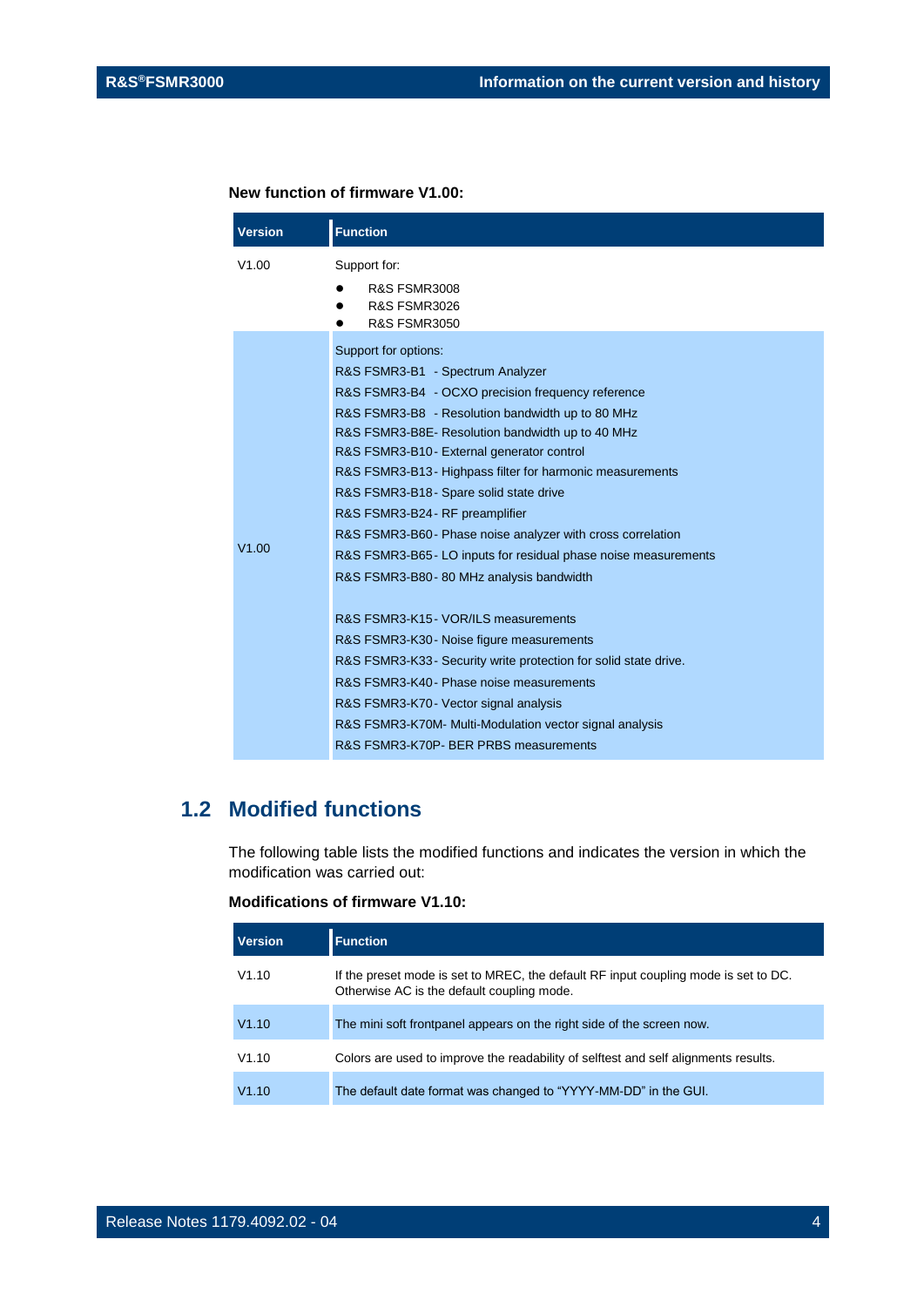**New function of firmware V1.00:**

| Version | Function |
|---|---|
| V1.00 | Support for:<br>● R&S FSMR3008<br>● R&S FSMR3026<br>● R&S FSMR3050 |
| V1.00 | Support for options:<br>R&S FSMR3-B1 - Spectrum Analyzer<br>R&S FSMR3-B4 - OCXO precision frequency reference<br>R&S FSMR3-B8 - Resolution bandwidth up to 80 MHz<br>R&S FSMR3-B8E- Resolution bandwidth up to 40 MHz<br>R&S FSMR3-B10- External generator control<br>R&S FSMR3-B13- Highpass filter for harmonic measurements<br>R&S FSMR3-B18- Spare solid state drive<br>R&S FSMR3-B24- RF preamplifier<br>R&S FSMR3-B60- Phase noise analyzer with cross correlation<br>R&S FSMR3-B65- LO inputs for residual phase noise measurements<br>R&S FSMR3-B80- 80 MHz analysis bandwidth<br><br>R&S FSMR3-K15- VOR/ILS measurements<br>R&S FSMR3-K30- Noise figure measurements<br>R&S FSMR3-K33- Security write protection for solid state drive.<br>R&S FSMR3-K40- Phase noise measurements<br>R&S FSMR3-K70- Vector signal analysis<br>R&S FSMR3-K70M- Multi-Modulation vector signal analysis<br>R&S FSMR3-K70P- BER PRBS measurements |

## 1.2 Modified functions

The following table lists the modified functions and indicates the version in which the modification was carried out:

**Modifications of firmware V1.10:**

| Version | Function |
|---|---|
| V1.10 | If the preset mode is set to MREC, the default RF input coupling mode is set to DC. Otherwise AC is the default coupling mode. |
| V1.10 | The mini soft frontpanel appears on the right side of the screen now. |
| V1.10 | Colors are used to improve the readability of selftest and self alignments results. |
| V1.10 | The default date format was changed to "YYYY-MM-DD" in the GUI. |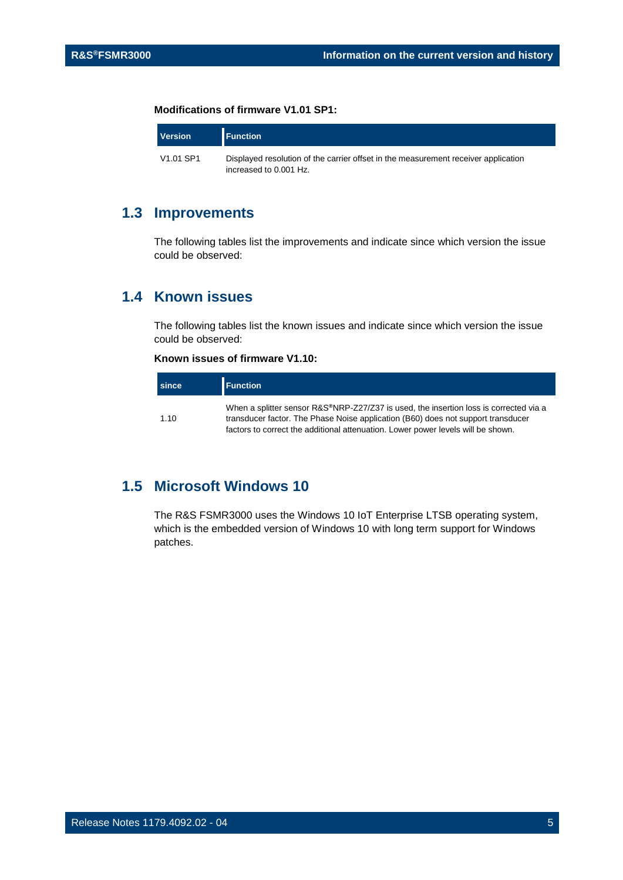**Modifications of firmware V1.01 SP1:**

| Version | Function |
| --- | --- |
| V1.01 SP1 | Displayed resolution of the carrier offset in the measurement receiver application increased to 0.001 Hz. |

## 1.3 Improvements

The following tables list the improvements and indicate since which version the issue could be observed:

## 1.4 Known issues

The following tables list the known issues and indicate since which version the issue could be observed:

**Known issues of firmware V1.10:**

| since | Function |
| --- | --- |
| 1.10 | When a splitter sensor R&S®NRP-Z27/Z37 is used, the insertion loss is corrected via a transducer factor. The Phase Noise application (B60) does not support transducer factors to correct the additional attenuation. Lower power levels will be shown. |

## 1.5 Microsoft Windows 10

The R&S FSMR3000 uses the Windows 10 IoT Enterprise LTSB operating system, which is the embedded version of Windows 10 with long term support for Windows patches.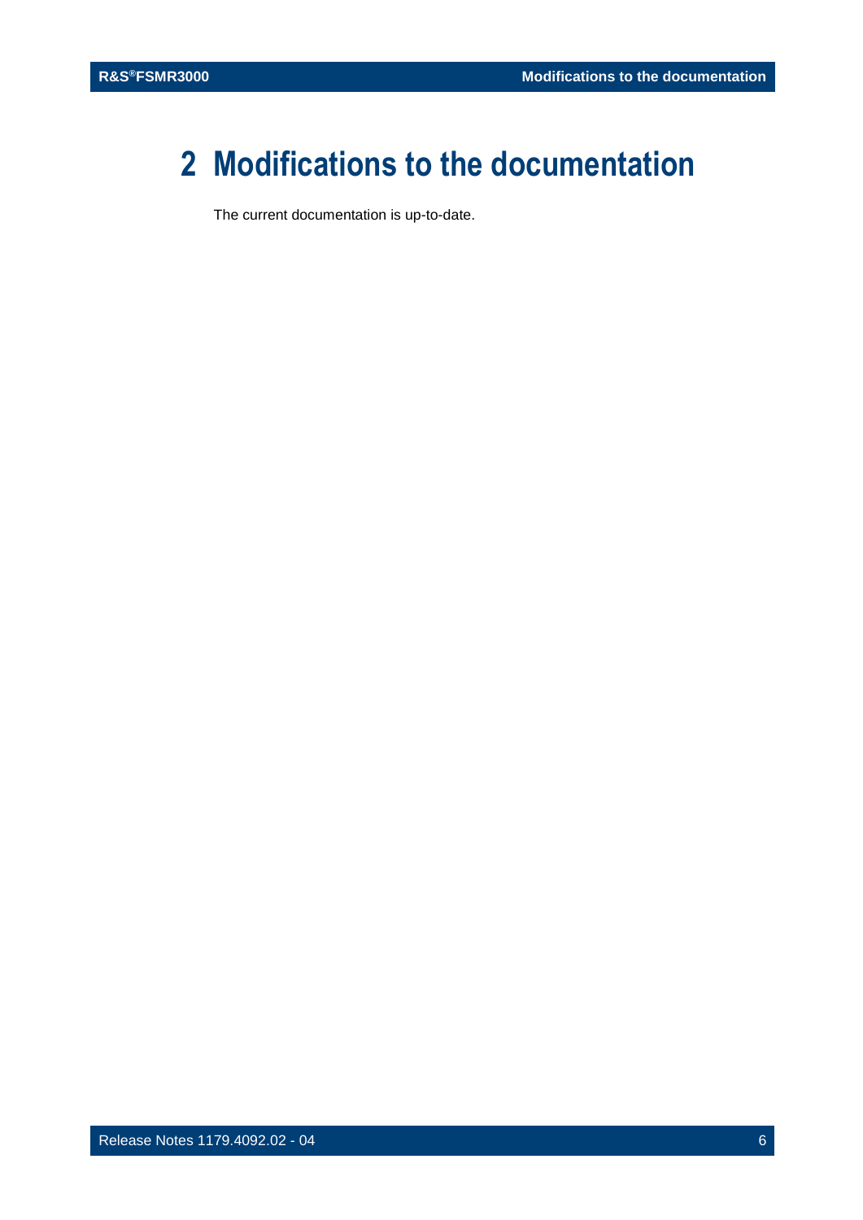# 2 Modifications to the documentation

The current documentation is up-to-date.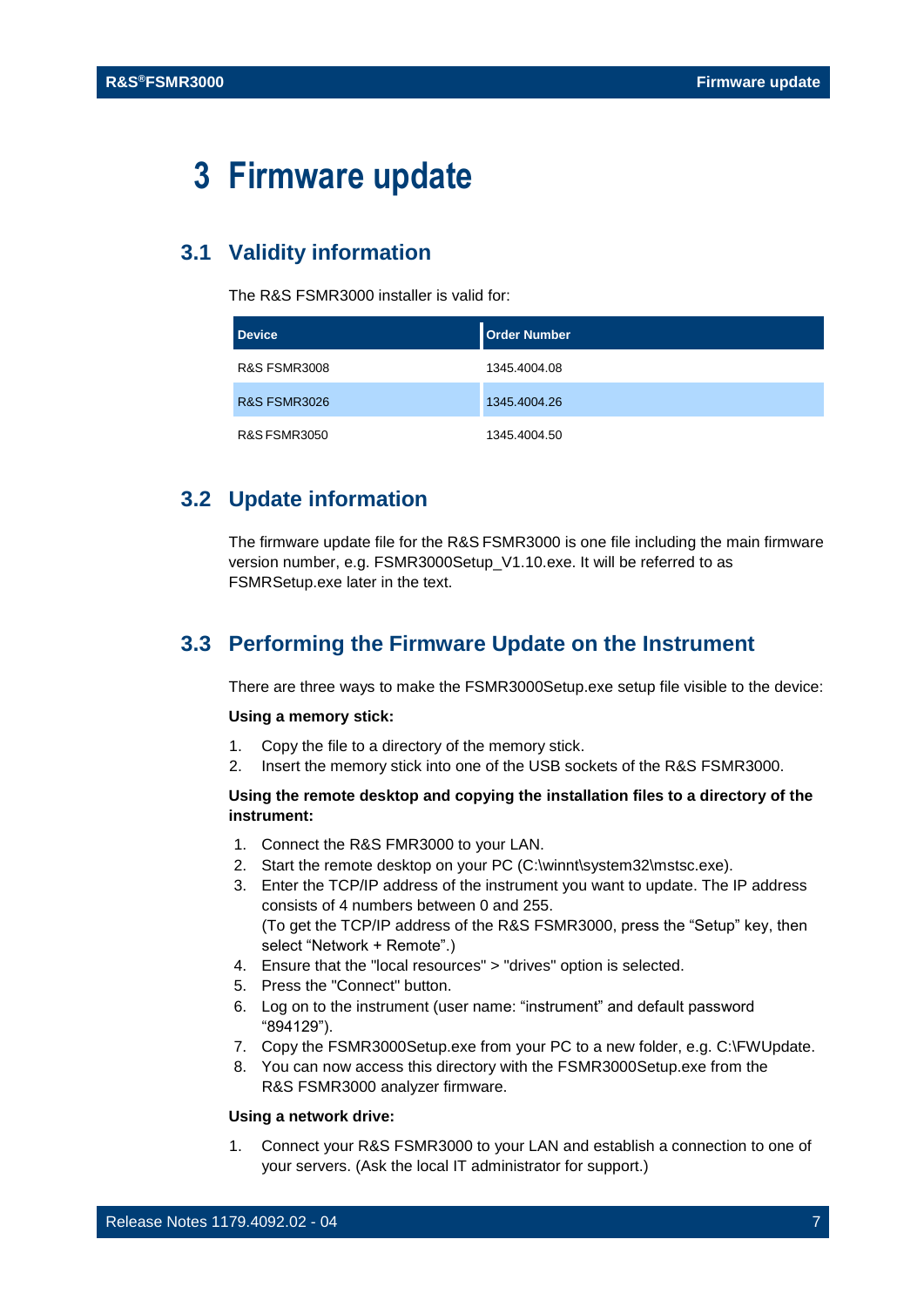# 3 Firmware update

## 3.1 Validity information

The R&S FSMR3000 installer is valid for:

| Device | Order Number |
|---|---|
| R&S FSMR3008 | 1345.4004.08 |
| R&S FSMR3026 | 1345.4004.26 |
| R&S FSMR3050 | 1345.4004.50 |

## 3.2 Update information

The firmware update file for the R&S FSMR3000 is one file including the main firmware version number, e.g. FSMR3000Setup_V1.10.exe. It will be referred to as FSMRSetup.exe later in the text.

## 3.3 Performing the Firmware Update on the Instrument

There are three ways to make the FSMR3000Setup.exe setup file visible to the device:

**Using a memory stick:**

1. Copy the file to a directory of the memory stick.
2. Insert the memory stick into one of the USB sockets of the R&S FSMR3000.

**Using the remote desktop and copying the installation files to a directory of the instrument:**

1. Connect the R&S FMR3000 to your LAN.
2. Start the remote desktop on your PC (C:\winnt\system32\mstsc.exe).
3. Enter the TCP/IP address of the instrument you want to update. The IP address consists of 4 numbers between 0 and 255.
   (To get the TCP/IP address of the R&S FSMR3000, press the “Setup” key, then select “Network + Remote”.)
4. Ensure that the "local resources" > "drives" option is selected.
5. Press the "Connect" button.
6. Log on to the instrument (user name: “instrument” and default password “894129”).
7. Copy the FSMR3000Setup.exe from your PC to a new folder, e.g. C:\FWUpdate.
8. You can now access this directory with the FSMR3000Setup.exe from the R&S FSMR3000 analyzer firmware.

**Using a network drive:**

1. Connect your R&S FSMR3000 to your LAN and establish a connection to one of your servers. (Ask the local IT administrator for support.)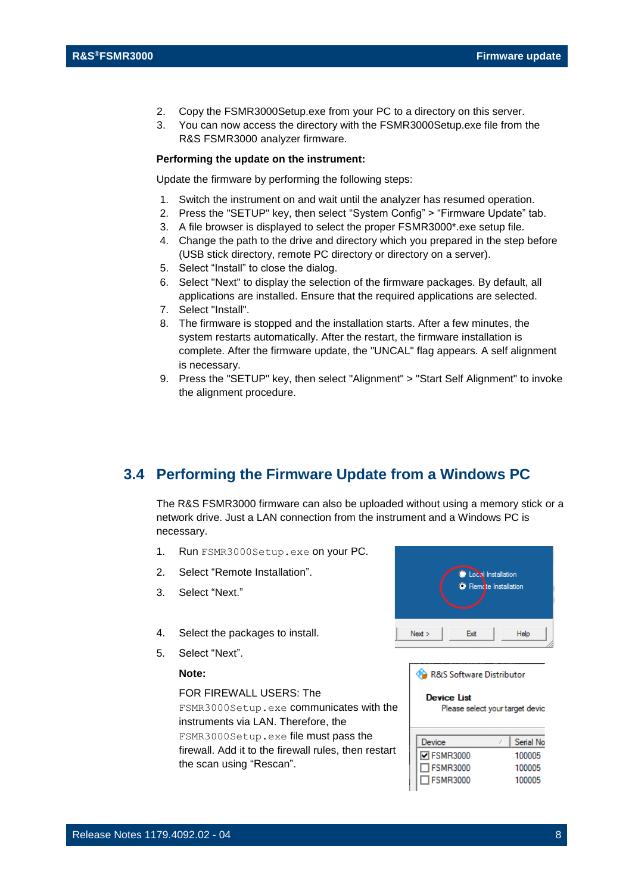2. Copy the FSMR3000Setup.exe from your PC to a directory on this server.
3. You can now access the directory with the FSMR3000Setup.exe file from the R&S FSMR3000 analyzer firmware.

**Performing the update on the instrument:**

Update the firmware by performing the following steps:

1. Switch the instrument on and wait until the analyzer has resumed operation.
2. Press the "SETUP" key, then select “System Config” > “Firmware Update” tab.
3. A file browser is displayed to select the proper FSMR3000*.exe setup file.
4. Change the path to the drive and directory which you prepared in the step before (USB stick directory, remote PC directory or directory on a server).
5. Select “Install” to close the dialog.
6. Select "Next" to display the selection of the firmware packages. By default, all applications are installed. Ensure that the required applications are selected.
7. Select "Install".
8. The firmware is stopped and the installation starts. After a few minutes, the system restarts automatically. After the restart, the firmware installation is complete. After the firmware update, the "UNCAL" flag appears. A self alignment is necessary.
9. Press the "SETUP" key, then select "Alignment" > "Start Self Alignment" to invoke the alignment procedure.

## 3.4 Performing the Firmware Update from a Windows PC

The R&S FSMR3000 firmware can also be uploaded without using a memory stick or a network drive. Just a LAN connection from the instrument and a Windows PC is necessary.

1. Run `FSMR3000Setup.exe` on your PC.
2. Select “Remote Installation”.
3. Select “Next.”
4. Select the packages to install.
5. Select “Next”.

   **Note:**

   FOR FIREWALL USERS: The `FSMR3000Setup.exe` communicates with the instruments via LAN. Therefore, the `FSMR3000Setup.exe` file must pass the firewall. Add it to the firewall rules, then restart the scan using “Rescan”.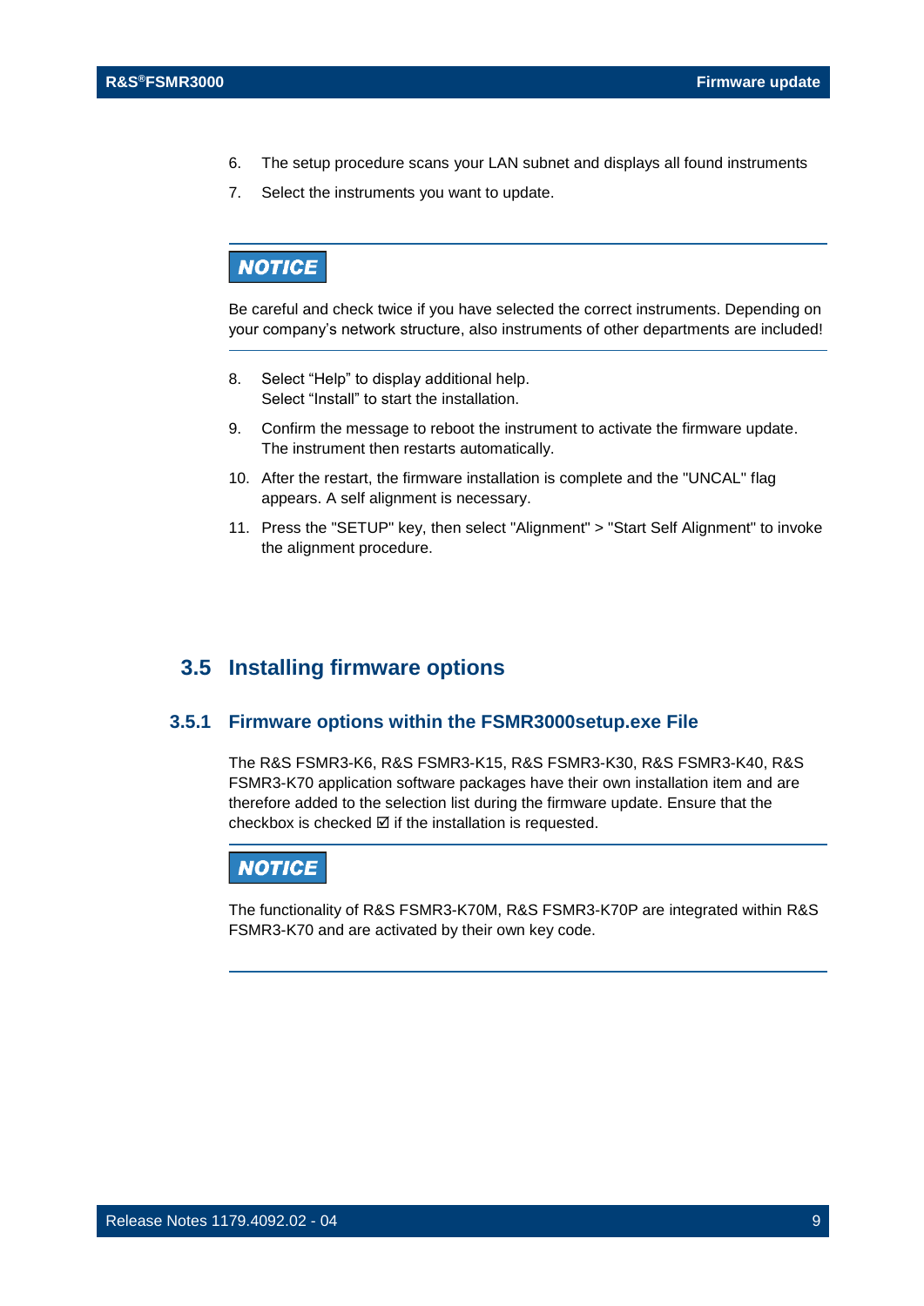6. The setup procedure scans your LAN subnet and displays all found instruments
7. Select the instruments you want to update.

**NOTICE**

Be careful and check twice if you have selected the correct instruments. Depending on your company's network structure, also instruments of other departments are included!

8. Select "Help" to display additional help.
   Select "Install" to start the installation.
9. Confirm the message to reboot the instrument to activate the firmware update. The instrument then restarts automatically.
10. After the restart, the firmware installation is complete and the "UNCAL" flag appears. A self alignment is necessary.
11. Press the "SETUP" key, then select "Alignment" > "Start Self Alignment" to invoke the alignment procedure.

## 3.5 Installing firmware options

### 3.5.1 Firmware options within the FSMR3000setup.exe File

The R&S FSMR3-K6, R&S FSMR3-K15, R&S FSMR3-K30, R&S FSMR3-K40, R&S FSMR3-K70 application software packages have their own installation item and are therefore added to the selection list during the firmware update. Ensure that the checkbox is checked ☑ if the installation is requested.

**NOTICE**

The functionality of R&S FSMR3-K70M, R&S FSMR3-K70P are integrated within R&S FSMR3-K70 and are activated by their own key code.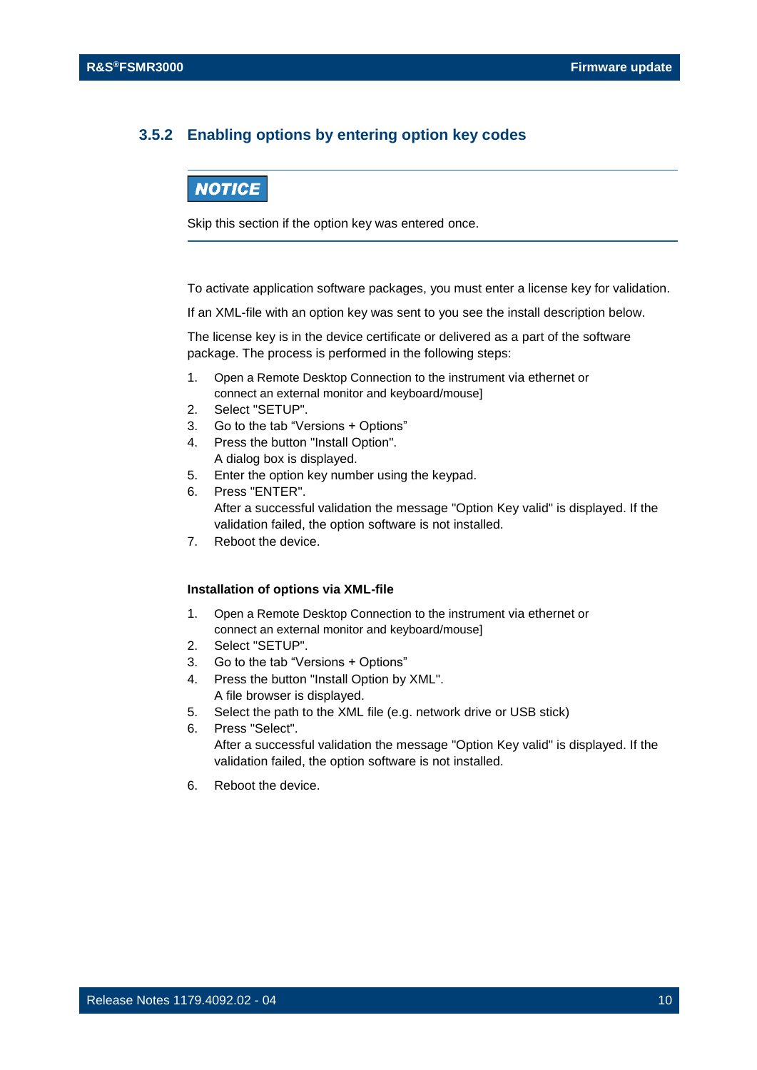### 3.5.2 Enabling options by entering option key codes

**NOTICE**

Skip this section if the option key was entered once.

To activate application software packages, you must enter a license key for validation.

If an XML-file with an option key was sent to you see the install description below.

The license key is in the device certificate or delivered as a part of the software package. The process is performed in the following steps:

1. Open a Remote Desktop Connection to the instrument via ethernet or connect an external monitor and keyboard/mouse]
2. Select "SETUP".
3. Go to the tab “Versions + Options”
4. Press the button "Install Option".
   A dialog box is displayed.
5. Enter the option key number using the keypad.
6. Press "ENTER".
   After a successful validation the message "Option Key valid" is displayed. If the validation failed, the option software is not installed.
7. Reboot the device.

**Installation of options via XML-file**

1. Open a Remote Desktop Connection to the instrument via ethernet or connect an external monitor and keyboard/mouse]
2. Select "SETUP".
3. Go to the tab “Versions + Options”
4. Press the button "Install Option by XML".
   A file browser is displayed.
5. Select the path to the XML file (e.g. network drive or USB stick)
6. Press "Select".
   After a successful validation the message "Option Key valid" is displayed. If the validation failed, the option software is not installed.

6. Reboot the device.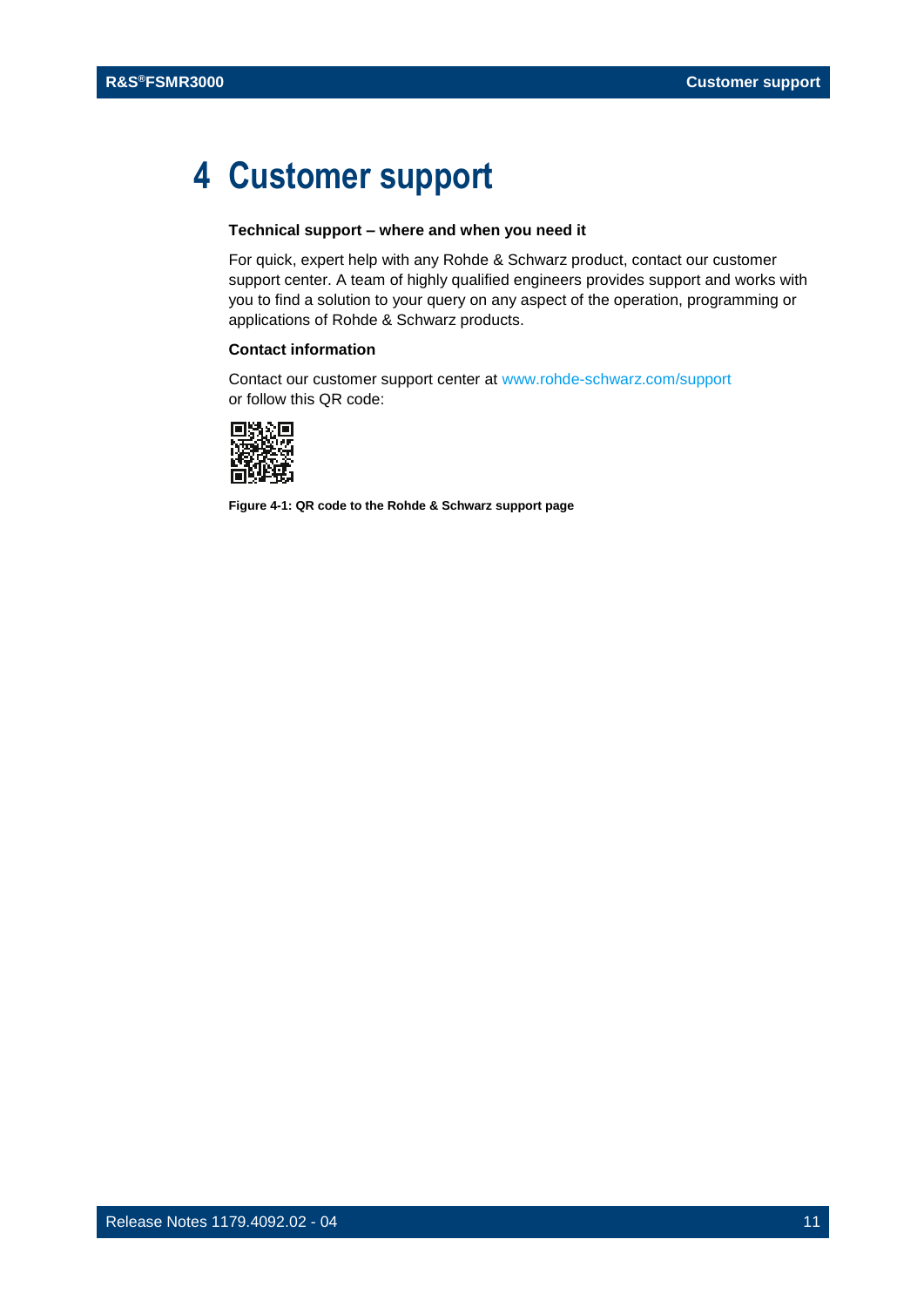# 4 Customer support

**Technical support – where and when you need it**

For quick, expert help with any Rohde & Schwarz product, contact our customer support center. A team of highly qualified engineers provides support and works with you to find a solution to your query on any aspect of the operation, programming or applications of Rohde & Schwarz products.

**Contact information**

Contact our customer support center at www.rohde-schwarz.com/support or follow this QR code:

**Figure 4-1: QR code to the Rohde & Schwarz support page**